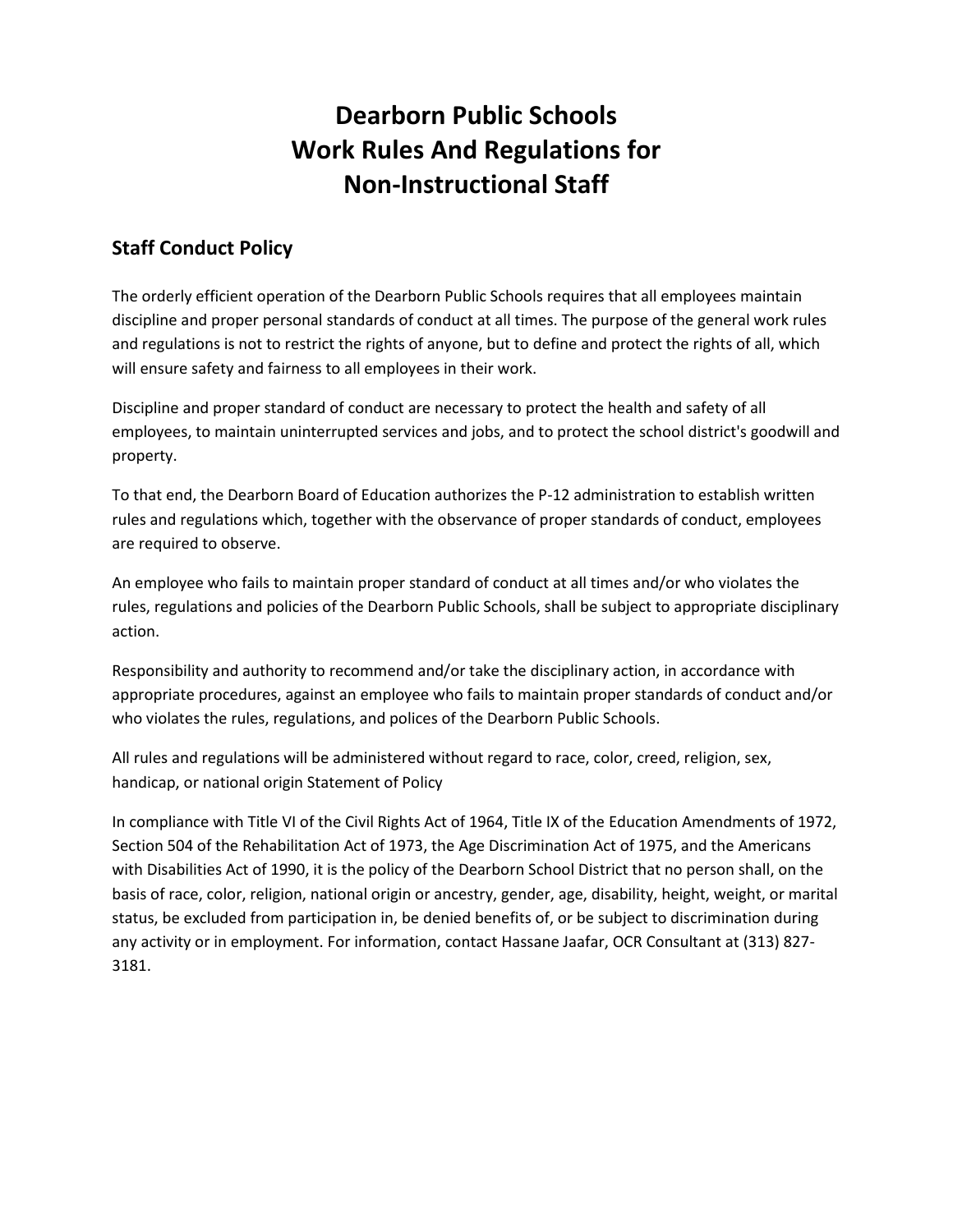# Dearborn Public Schools Work Rules And Regulations for Non-Instructional Staff

## Staff Conduct Policy

The orderly efficient operation of the Dearborn Public Schools requires that all employees maintain discipline and proper personal standards of conduct at all times. The purpose of the general work rules and regulations is not to restrict the rights of anyone, but to define and protect the rights of all, which will ensure safety and fairness to all employees in their work.

Discipline and proper standard of conduct are necessary to protect the health and safety of all employees, to maintain uninterrupted services and jobs, and to protect the school district's goodwill and property.

To that end, the Dearborn Board of Education authorizes the P-12 administration to establish written rules and regulations which, together with the observance of proper standards of conduct, employees are required to observe.

An employee who fails to maintain proper standard of conduct at all times and/or who violates the rules, regulations and policies of the Dearborn Public Schools, shall be subject to appropriate disciplinary action.

Responsibility and authority to recommend and/or take the disciplinary action, in accordance with appropriate procedures, against an employee who fails to maintain proper standards of conduct and/or who violates the rules, regulations, and polices of the Dearborn Public Schools.

All rules and regulations will be administered without regard to race, color, creed, religion, sex, handicap, or national origin Statement of Policy

In compliance with Title VI of the Civil Rights Act of 1964, Title IX of the Education Amendments of 1972, Section 504 of the Rehabilitation Act of 1973, the Age Discrimination Act of 1975, and the Americans with Disabilities Act of 1990, it is the policy of the Dearborn School District that no person shall, on the basis of race, color, religion, national origin or ancestry, gender, age, disability, height, weight, or marital status, be excluded from participation in, be denied benefits of, or be subject to discrimination during any activity or in employment. For information, contact Hassane Jaafar, OCR Consultant at (313) 827-3181.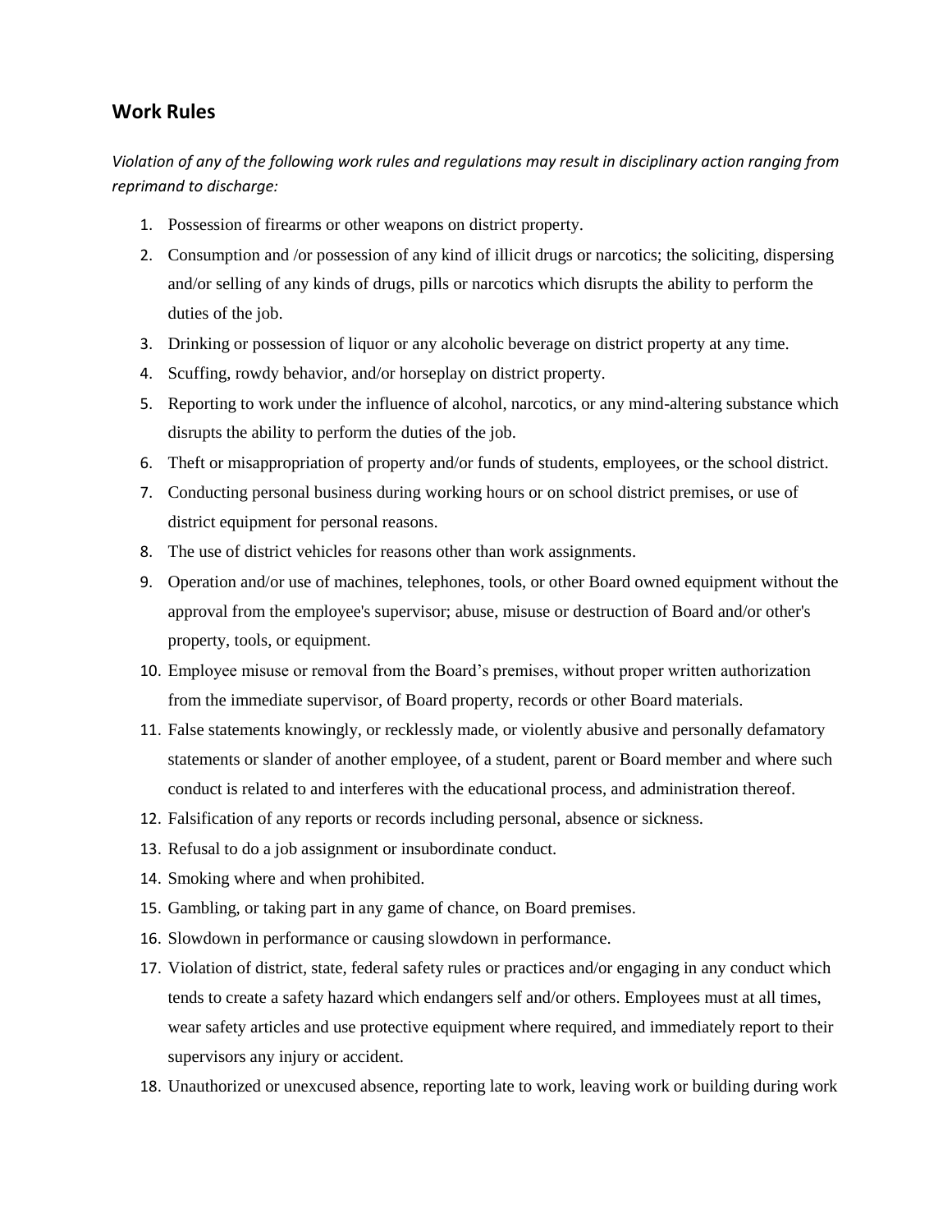## Work Rules

*Violation of any of the following work rules and regulations may result in disciplinary action ranging from reprimand to discharge:*

1. Possession of firearms or other weapons on district property.
2. Consumption and /or possession of any kind of illicit drugs or narcotics; the soliciting, dispersing and/or selling of any kinds of drugs, pills or narcotics which disrupts the ability to perform the duties of the job.
3. Drinking or possession of liquor or any alcoholic beverage on district property at any time.
4. Scuffing, rowdy behavior, and/or horseplay on district property.
5. Reporting to work under the influence of alcohol, narcotics, or any mind-altering substance which disrupts the ability to perform the duties of the job.
6. Theft or misappropriation of property and/or funds of students, employees, or the school district.
7. Conducting personal business during working hours or on school district premises, or use of district equipment for personal reasons.
8. The use of district vehicles for reasons other than work assignments.
9. Operation and/or use of machines, telephones, tools, or other Board owned equipment without the approval from the employee's supervisor; abuse, misuse or destruction of Board and/or other's property, tools, or equipment.
10. Employee misuse or removal from the Board's premises, without proper written authorization from the immediate supervisor, of Board property, records or other Board materials.
11. False statements knowingly, or recklessly made, or violently abusive and personally defamatory statements or slander of another employee, of a student, parent or Board member and where such conduct is related to and interferes with the educational process, and administration thereof.
12. Falsification of any reports or records including personal, absence or sickness.
13. Refusal to do a job assignment or insubordinate conduct.
14. Smoking where and when prohibited.
15. Gambling, or taking part in any game of chance, on Board premises.
16. Slowdown in performance or causing slowdown in performance.
17. Violation of district, state, federal safety rules or practices and/or engaging in any conduct which tends to create a safety hazard which endangers self and/or others. Employees must at all times, wear safety articles and use protective equipment where required, and immediately report to their supervisors any injury or accident.
18. Unauthorized or unexcused absence, reporting late to work, leaving work or building during work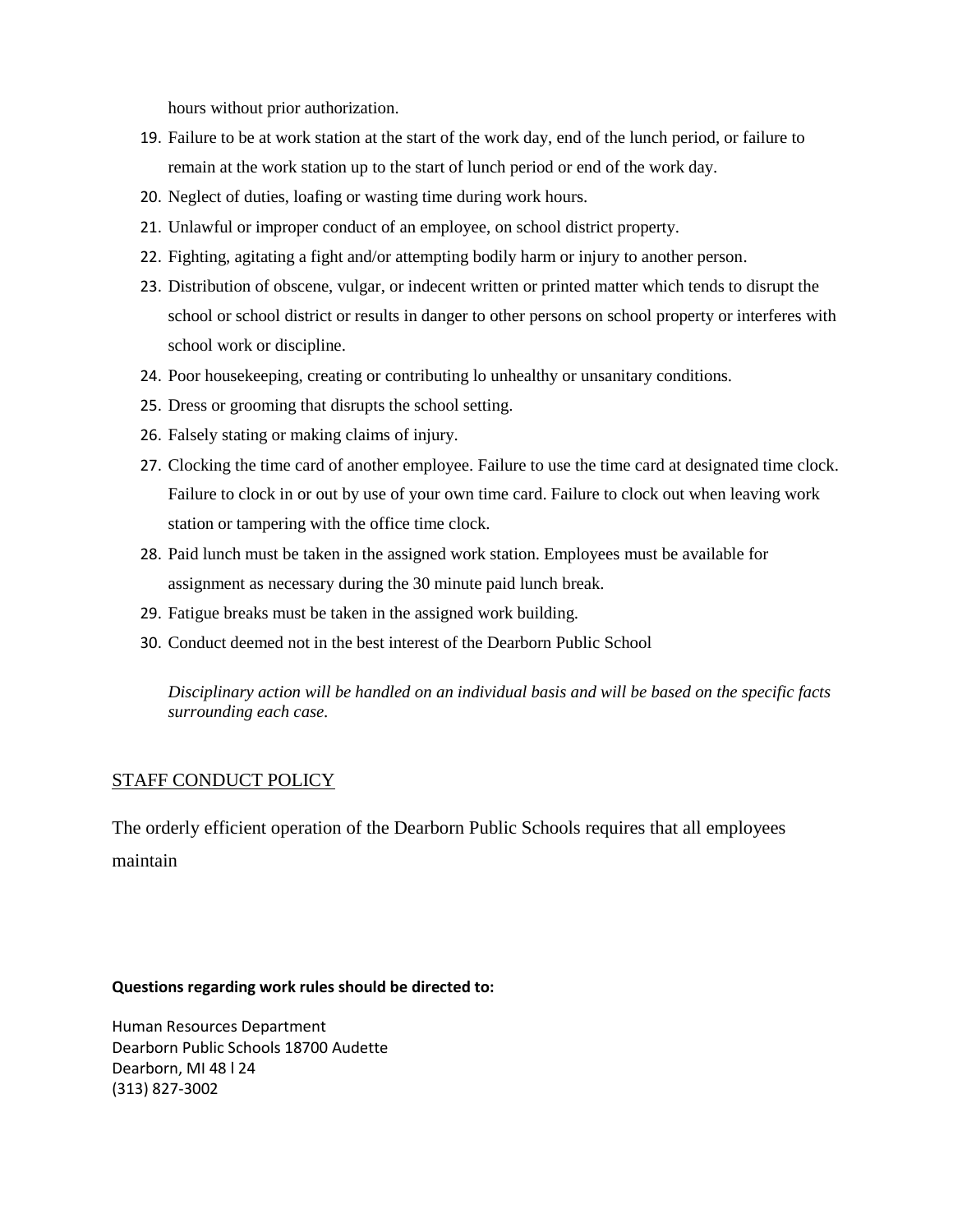hours without prior authorization.

19. Failure to be at work station at the start of the work day, end of the lunch period, or failure to remain at the work station up to the start of lunch period or end of the work day.
20. Neglect of duties, loafing or wasting time during work hours.
21. Unlawful or improper conduct of an employee, on school district property.
22. Fighting, agitating a fight and/or attempting bodily harm or injury to another person.
23. Distribution of obscene, vulgar, or indecent written or printed matter which tends to disrupt the school or school district or results in danger to other persons on school property or interferes with school work or discipline.
24. Poor housekeeping, creating or contributing lo unhealthy or unsanitary conditions.
25. Dress or grooming that disrupts the school setting.
26. Falsely stating or making claims of injury.
27. Clocking the time card of another employee. Failure to use the time card at designated time clock. Failure to clock in or out by use of your own time card. Failure to clock out when leaving work station or tampering with the office time clock.
28. Paid lunch must be taken in the assigned work station. Employees must be available for assignment as necessary during the 30 minute paid lunch break.
29. Fatigue breaks must be taken in the assigned work building.
30. Conduct deemed not in the best interest of the Dearborn Public School

*Disciplinary action will be handled on an individual basis and will be based on the specific facts surrounding each case.*

<u>STAFF CONDUCT POLICY</u>

The orderly efficient operation of the Dearborn Public Schools requires that all employees maintain

**Questions regarding work rules should be directed to:**

Human Resources Department
Dearborn Public Schools 18700 Audette
Dearborn, MI 48 l 24
(313) 827-3002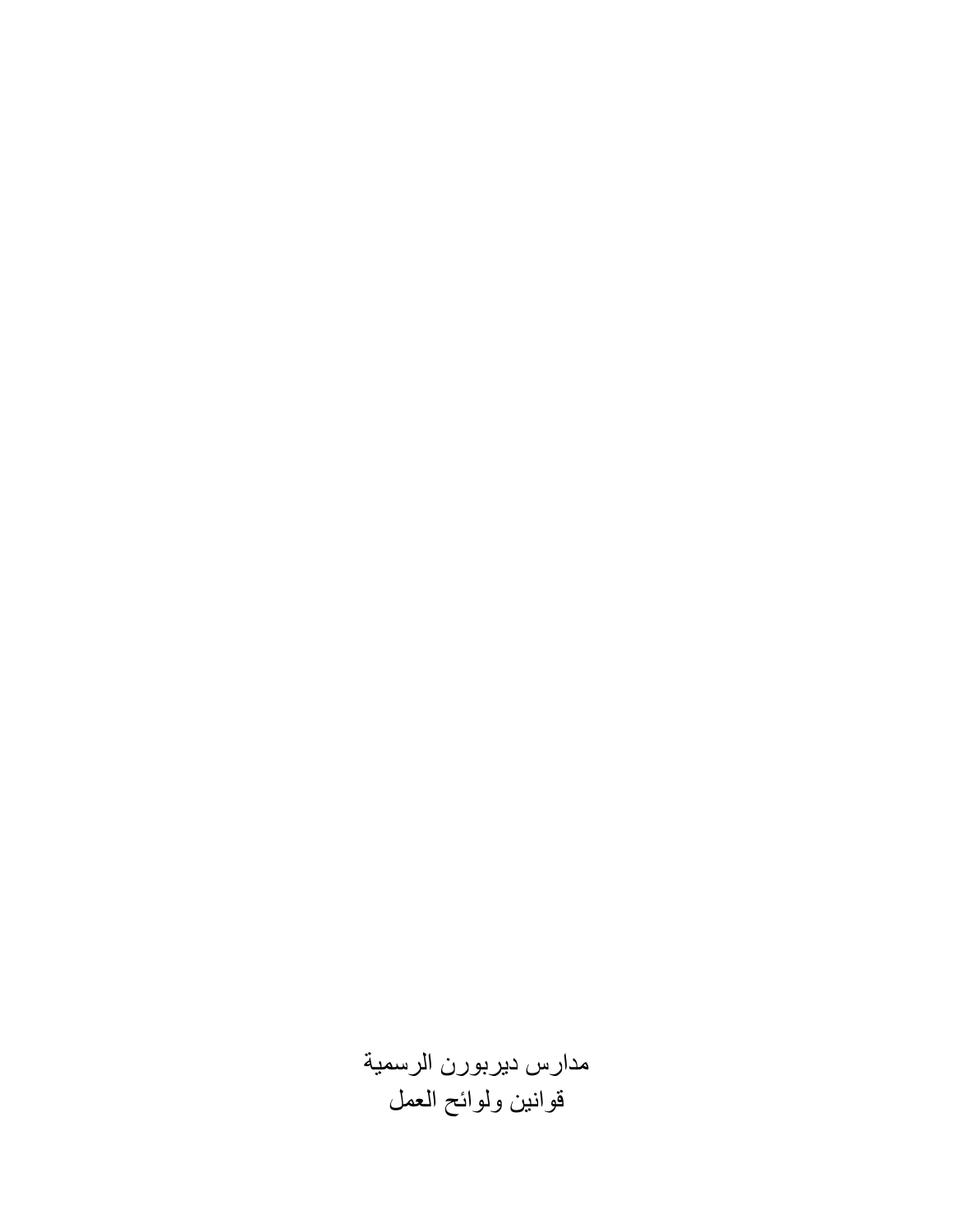مدارس ديربورن الرسمية

قوانين ولوائح العمل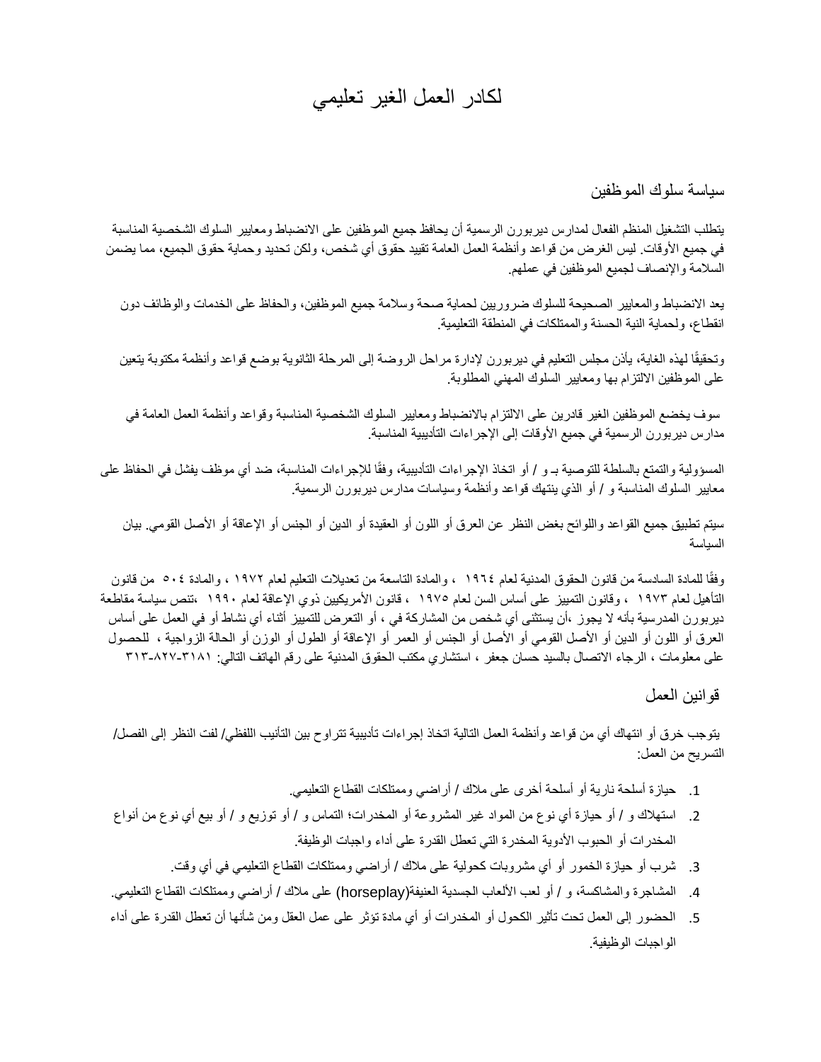# لكادر العمل الغير تعليمي

## سياسة سلوك الموظفين

يتطلب التشغيل المنظم الفعال لمدارس ديربورن الرسمية أن يحافظ جميع الموظفين على الانضباط ومعايير السلوك الشخصية المناسبة في جميع الأوقات. ليس الغرض من قواعد وأنظمة العمل العامة تقييد حقوق أي شخص، ولكن تحديد وحماية حقوق الجميع، مما يضمن السلامة والإنصاف لجميع الموظفين في عملهم.

يعد الانضباط والمعايير الصحيحة للسلوك ضروريين لحماية صحة وسلامة جميع الموظفين، والحفاظ على الخدمات والوظائف دون انقطاع، ولحماية النية الحسنة والممتلكات في المنطقة التعليمية.

وتحقيقًا لهذه الغاية، يأذن مجلس التعليم في ديربورن لإدارة مراحل الروضة إلى المرحلة الثانوية بوضع قواعد وأنظمة مكتوبة يتعين على الموظفين الالتزام بها ومعايير السلوك المهني المطلوبة.

سوف يخضع الموظفين الغير قادرين على الالتزام بالانضباط ومعايير السلوك الشخصية المناسبة وقواعد وأنظمة العمل العامة في مدارس ديربورن الرسمية في جميع الأوقات إلى الإجراءات التأديبية المناسبة.

المسؤولية والتمتع بالسلطة للتوصية بـ و / أو اتخاذ الإجراءات التأديبية، وفقًا للإجراءات المناسبة، ضد أي موظف يفشل في الحفاظ على معايير السلوك المناسبة و / أو الذي ينتهك قواعد وأنظمة وسياسات مدارس ديربورن الرسمية.

سيتم تطبيق جميع القواعد واللوائح بغض النظر عن العرق أو اللون أو العقيدة أو الدين أو الجنس أو الإعاقة أو الأصل القومي. بيان السياسة

وفقًا للمادة السادسة من قانون الحقوق المدنية لعام ١٩٦٤ ، والمادة التاسعة من تعديلات التعليم لعام ١٩٧٢ ، والمادة ٥٠٤ من قانون التأهيل لعام ١٩٧٣ ، وقانون التمييز على أساس السن لعام ١٩٧٥ ، قانون الأمريكيين ذوي الإعاقة لعام ١٩٩٠ ،تنص سياسة مقاطعة ديربورن المدرسية بأنه لا يجوز ،أن يستثنى أي شخص من المشاركة في ، أو التعرض للتمييز أثناء أي نشاط أو في العمل على أساس العرق أو اللون أو الدين أو الأصل القومي أو الأصل أو الجنس أو العمر أو الإعاقة أو الطول أو الوزن أو الحالة الزواجية ، للحصول على معلومات ، الرجاء الاتصال بالسيد حسان جعفر ، استشاري مكتب الحقوق المدنية على رقم الهاتف التالي: ٣١٨١-٨٢٧-٣١٣

## قوانين العمل

يتوجب خرق أو انتهاك أي من قواعد وأنظمة العمل التالية اتخاذ إجراءات تأديبية تتراوح بين التأنيب اللفظي/ لفت النظر إلى الفصل/ التسريح من العمل:

1. حيازة أسلحة نارية أو أسلحة أخرى على ملاك / أراضي وممتلكات القطاع التعليمي.
2. استهلاك و / أو حيازة أي نوع من المواد غير المشروعة أو المخدرات؛ التماس و / أو توزيع و / أو بيع أي نوع من أنواع المخدرات أو الحبوب الأدوية المخدرة التي تعطل القدرة على أداء واجبات الوظيفة.
3. شرب أو حيازة الخمور أو أي مشروبات كحولية على ملاك / أراضي وممتلكات القطاع التعليمي في أي وقت.
4. المشاجرة والمشاكسة، و / أو لعب الألعاب الجسدية العنيفة(horseplay) على ملاك / أراضي وممتلكات القطاع التعليمي.
5. الحضور إلى العمل تحت تأثير الكحول أو المخدرات أو أي مادة تؤثر على عمل العقل ومن شأنها أن تعطل القدرة على أداء الواجبات الوظيفية.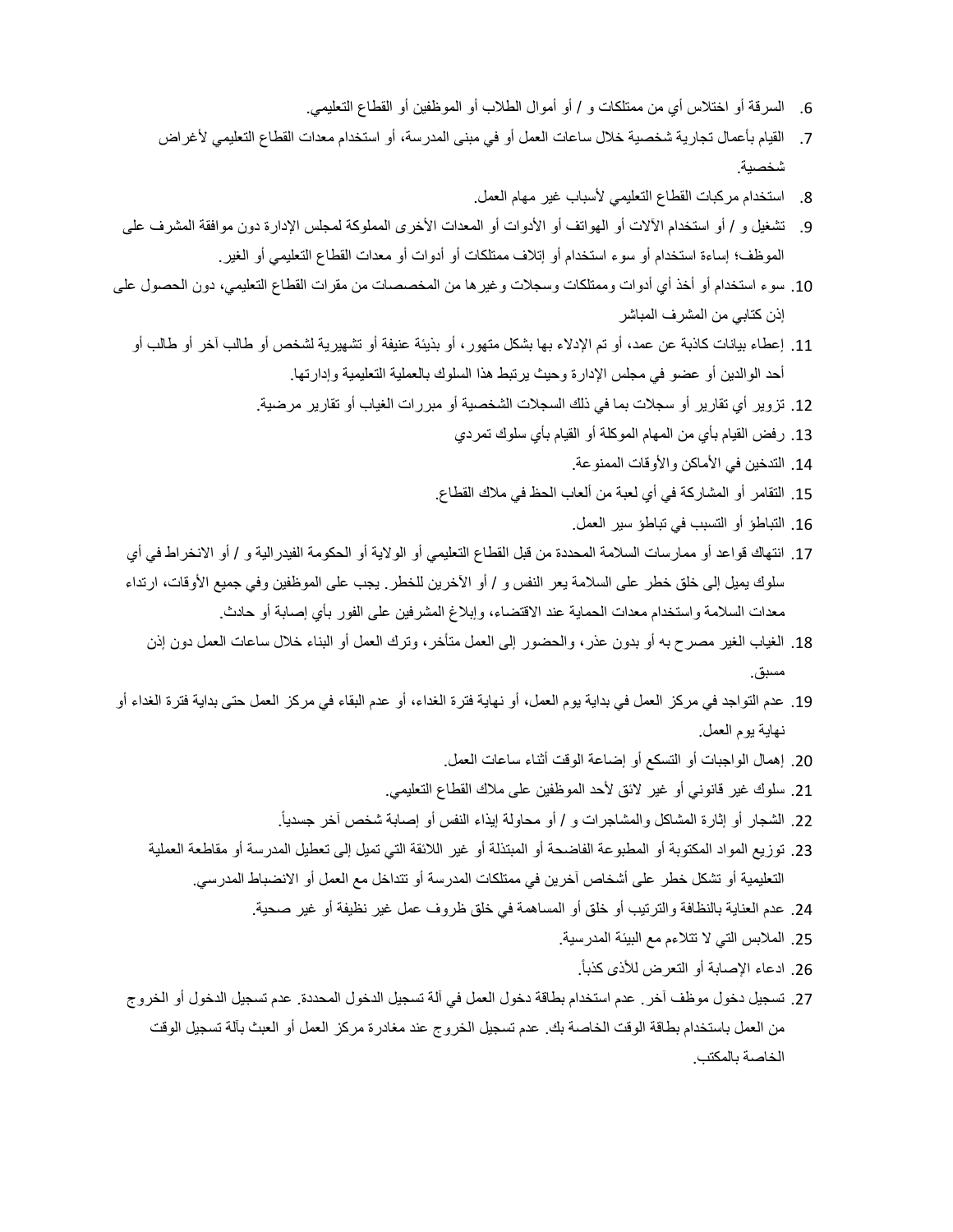6. السرقة أو اختلاس أي من ممتلكات و / أو أموال الطلاب أو الموظفين أو القطاع التعليمي.
7. القيام بأعمال تجارية شخصية خلال ساعات العمل أو في مبنى المدرسة، أو استخدام معدات القطاع التعليمي لأغراض شخصية.
8. استخدام مركبات القطاع التعليمي لأسباب غير مهام العمل.
9. تشغيل و / أو استخدام الآلات أو الهواتف أو الأدوات أو المعدات الأخرى المملوكة لمجلس الإدارة دون موافقة المشرف على الموظف؛ إساءة استخدام أو سوء استخدام أو إتلاف ممتلكات أو أدوات أو معدات القطاع التعليمي أو الغير.
10. سوء استخدام أو أخذ أي أدوات وممتلكات وسجلات وغيرها من المخصصات من مقرات القطاع التعليمي، دون الحصول على إذن كتابي من المشرف المباشر
11. إعطاء بيانات كاذبة عن عمد، أو تم الإدلاء بها بشكل متهور، أو بذيئة عنيفة أو تشهيرية لشخص أو طالب آخر أو طالب أو أحد الوالدين أو عضو في مجلس الإدارة وحيث يرتبط هذا السلوك بالعملية التعليمية وإدارتها.
12. تزوير أي تقارير أو سجلات بما في ذلك السجلات الشخصية أو مبررات الغياب أو تقارير مرضية.
13. رفض القيام بأي من المهام الموكلة أو القيام بأي سلوك تمردي
14. التدخين في الأماكن والأوقات الممنوعة.
15. التقامر أو المشاركة في أي لعبة من ألعاب الحظ في ملاك القطاع.
16. التباطؤ أو التسبب في تباطؤ سير العمل.
17. انتهاك قواعد أو ممارسات السلامة المحددة من قبل القطاع التعليمي أو الولاية أو الحكومة الفيدرالية و / أو الانخراط في أي سلوك يميل إلى خلق خطر على السلامة يعر النفس و / أو الآخرين للخطر. يجب على الموظفين وفي جميع الأوقات، ارتداء معدات السلامة واستخدام معدات الحماية عند الاقتضاء، وإبلاغ المشرفين على الفور بأي إصابة أو حادث.
18. الغياب الغير مصرح به أو بدون عذر، والحضور إلى العمل متأخر، وترك العمل أو البناء خلال ساعات العمل دون إذن مسبق.
19. عدم التواجد في مركز العمل في بداية يوم العمل، أو نهاية فترة الغداء، أو عدم البقاء في مركز العمل حتى بداية فترة الغداء أو نهاية يوم العمل.
20. إهمال الواجبات أو التسكع أو إضاعة الوقت أثناء ساعات العمل.
21. سلوك غير قانوني أو غير لائق لأحد الموظفين على ملاك القطاع التعليمي.
22. الشجار أو إثارة المشاكل والمشاجرات و / أو محاولة إيذاء النفس أو إصابة شخص آخر جسدياً.
23. توزيع المواد المكتوبة أو المطبوعة الفاضحة أو المبتذلة أو غير اللائقة التي تميل إلى تعطيل المدرسة أو مقاطعة العملية التعليمية أو تشكل خطر على أشخاص آخرين في ممتلكات المدرسة أو تتداخل مع العمل أو الانضباط المدرسي.
24. عدم العناية بالنظافة والترتيب أو خلق أو المساهمة في خلق ظروف عمل غير نظيفة أو غير صحية.
25. الملابس التي لا تتلاءم مع البيئة المدرسية.
26. ادعاء الإصابة أو التعرض للأذى كذباً.
27. تسجيل دخول موظف آخر. عدم استخدام بطاقة دخول العمل في آلة تسجيل الدخول المحددة. عدم تسجيل الدخول أو الخروج من العمل باستخدام بطاقة الوقت الخاصة بك. عدم تسجيل الخروج عند مغادرة مركز العمل أو العبث بآلة تسجيل الوقت الخاصة بالمكتب.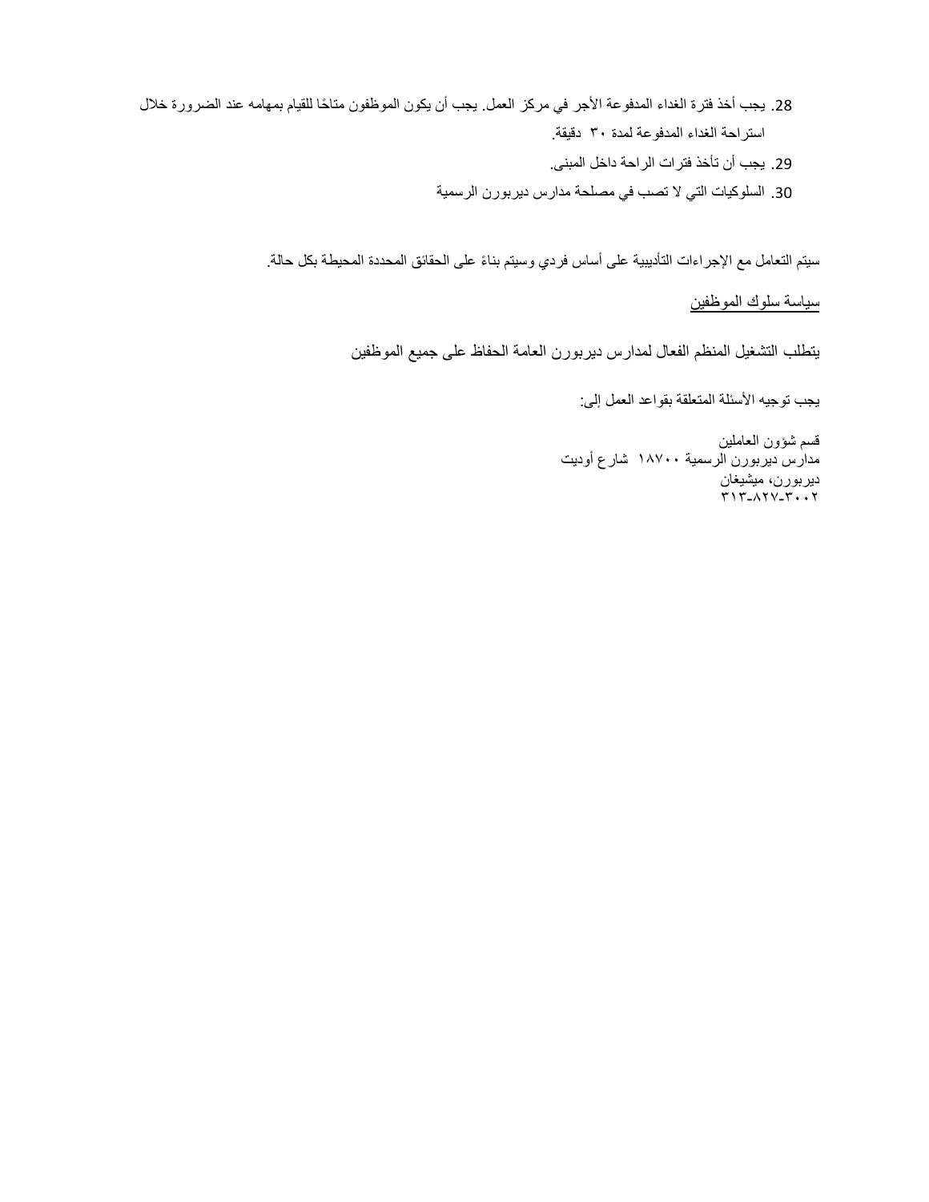28. يجب أخذ فترة الغداء المدفوعة الأجر في مركز العمل. يجب أن يكون الموظفون متاحًا للقيام بمهامه عند الضرورة خلال استراحة الغداء المدفوعة لمدة ٣٠ دقيقة.
29. يجب أن تأخذ فترات الراحة داخل المبنى.
30. السلوكيات التي لا تصب في مصلحة مدارس ديربورن الرسمية

سيتم التعامل مع الإجراءات التأديبية على أساس فردي وسيتم بناءً على الحقائق المحددة المحيطة بكل حالة.

<u>سياسة سلوك الموظفين</u>

يتطلب التشغيل المنظم الفعال لمدارس ديربورن العامة الحفاظ على جميع الموظفين

يجب توجيه الأسئلة المتعلقة بقواعد العمل إلى:

قسم شؤون العاملين
مدارس ديربورن الرسمية ١٨٧٠٠ شارع أوديت
ديربورن، ميشيغان
٣١٣-٨٢٧-٣٠٠٢